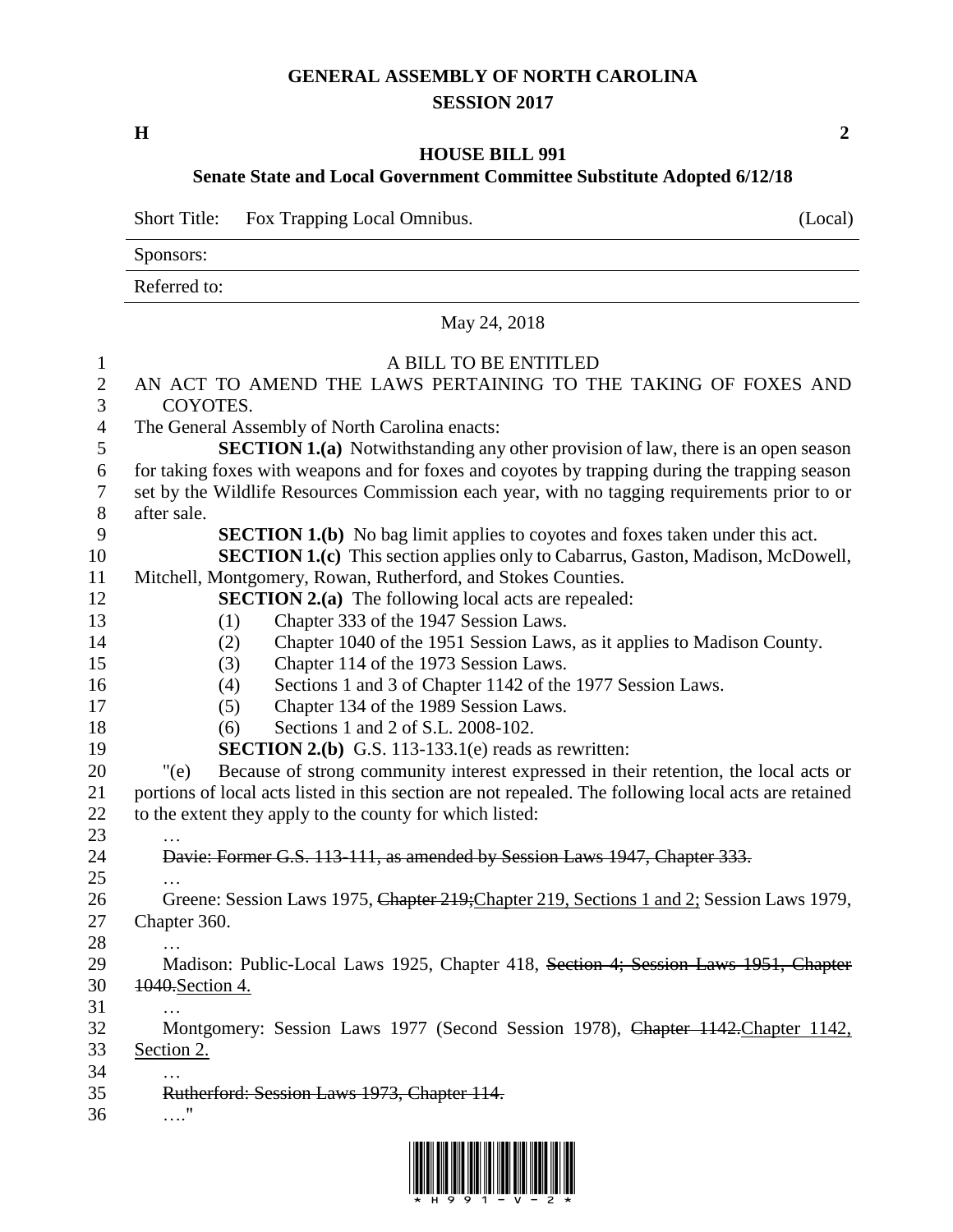# GENERAL ASSEMBLY OF NORTH CAROLINA
## SESSION 2017

**H** **2**

## HOUSE BILL 991
### Senate State and Local Government Committee Substitute Adopted 6/12/18

Short Title: Fox Trapping Local Omnibus. (Local)

Sponsors:

Referred to:

May 24, 2018

A BILL TO BE ENTITLED

AN ACT TO AMEND THE LAWS PERTAINING TO THE TAKING OF FOXES AND COYOTES.

The General Assembly of North Carolina enacts:

**SECTION 1.(a)** Notwithstanding any other provision of law, there is an open season for taking foxes with weapons and for foxes and coyotes by trapping during the trapping season set by the Wildlife Resources Commission each year, with no tagging requirements prior to or after sale.

**SECTION 1.(b)** No bag limit applies to coyotes and foxes taken under this act.

**SECTION 1.(c)** This section applies only to Cabarrus, Gaston, Madison, McDowell, Mitchell, Montgomery, Rowan, Rutherford, and Stokes Counties.

**SECTION 2.(a)** The following local acts are repealed:

(1) Chapter 333 of the 1947 Session Laws.
(2) Chapter 1040 of the 1951 Session Laws, as it applies to Madison County.
(3) Chapter 114 of the 1973 Session Laws.
(4) Sections 1 and 3 of Chapter 1142 of the 1977 Session Laws.
(5) Chapter 134 of the 1989 Session Laws.
(6) Sections 1 and 2 of S.L. 2008-102.

**SECTION 2.(b)** G.S. 113-133.1(e) reads as rewritten:

"(e) Because of strong community interest expressed in their retention, the local acts or portions of local acts listed in this section are not repealed. The following local acts are retained to the extent they apply to the county for which listed:

…

~~Davie: Former G.S. 113-111, as amended by Session Laws 1947, Chapter 333.~~

…

Greene: Session Laws 1975, ~~Chapter 219;~~<u>Chapter 219, Sections 1 and 2;</u> Session Laws 1979, Chapter 360.

…

Madison: Public-Local Laws 1925, Chapter 418, ~~Section 4; Session Laws 1951, Chapter 1040.~~<u>Section 4.</u>

…

Montgomery: Session Laws 1977 (Second Session 1978), ~~Chapter 1142.~~<u>Chapter 1142, Section 2.</u>

…

~~Rutherford: Session Laws 1973, Chapter 114.~~

…."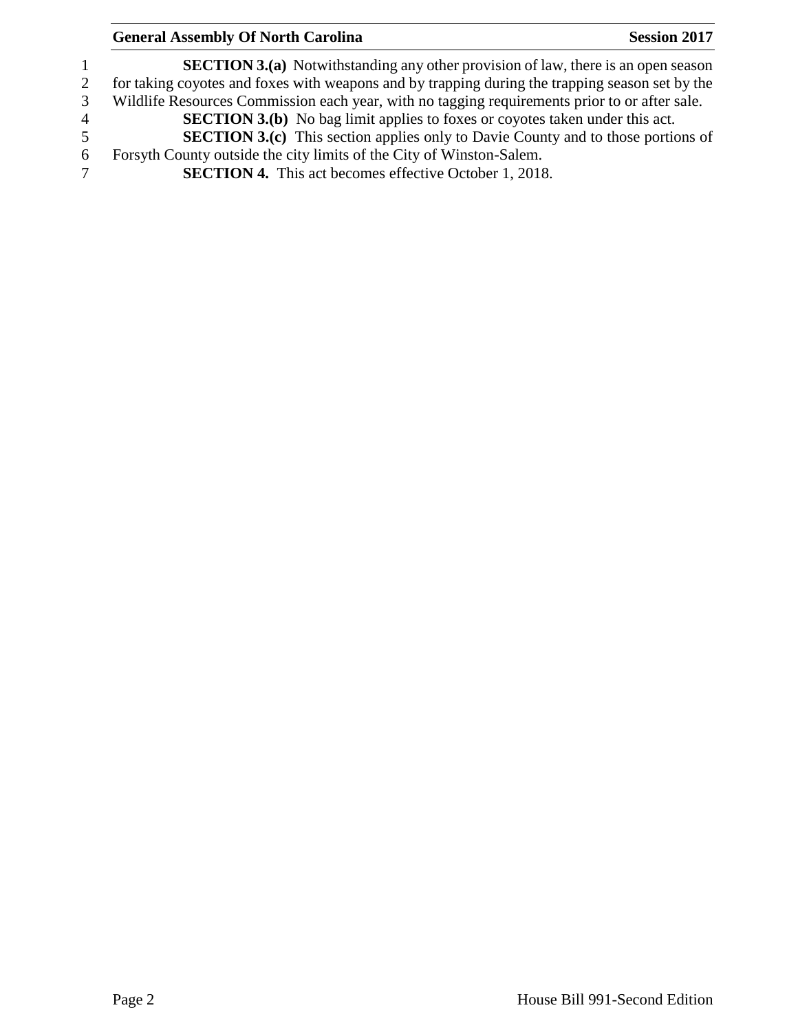**SECTION 3.(a)** Notwithstanding any other provision of law, there is an open season for taking coyotes and foxes with weapons and by trapping during the trapping season set by the Wildlife Resources Commission each year, with no tagging requirements prior to or after sale.

**SECTION 3.(b)** No bag limit applies to foxes or coyotes taken under this act.

**SECTION 3.(c)** This section applies only to Davie County and to those portions of Forsyth County outside the city limits of the City of Winston-Salem.

**SECTION 4.** This act becomes effective October 1, 2018.